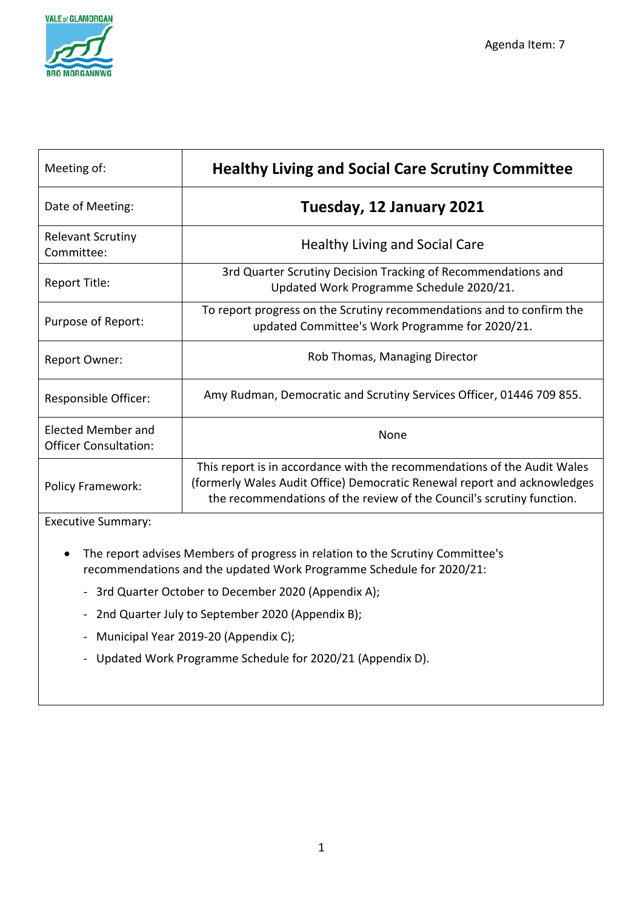Agenda Item: 7

| Meeting of: | **Healthy Living and Social Care Scrutiny Committee** |
| --- | --- |
| Date of Meeting: | **Tuesday, 12 January 2021** |
| Relevant Scrutiny Committee: | Healthy Living and Social Care |
| Report Title: | 3rd Quarter Scrutiny Decision Tracking of Recommendations and Updated Work Programme Schedule 2020/21. |
| Purpose of Report: | To report progress on the Scrutiny recommendations and to confirm the updated Committee's Work Programme for 2020/21. |
| Report Owner: | Rob Thomas, Managing Director |
| Responsible Officer: | Amy Rudman, Democratic and Scrutiny Services Officer, 01446 709 855. |
| Elected Member and Officer Consultation: | None |
| Policy Framework: | This report is in accordance with the recommendations of the Audit Wales (formerly Wales Audit Office) Democratic Renewal report and acknowledges the recommendations of the review of the Council's scrutiny function. |

Executive Summary:

- The report advises Members of progress in relation to the Scrutiny Committee's recommendations and the updated Work Programme Schedule for 2020/21:
  - 3rd Quarter October to December 2020 (Appendix A);
  - 2nd Quarter July to September 2020 (Appendix B);
  - Municipal Year 2019-20 (Appendix C);
  - Updated Work Programme Schedule for 2020/21 (Appendix D).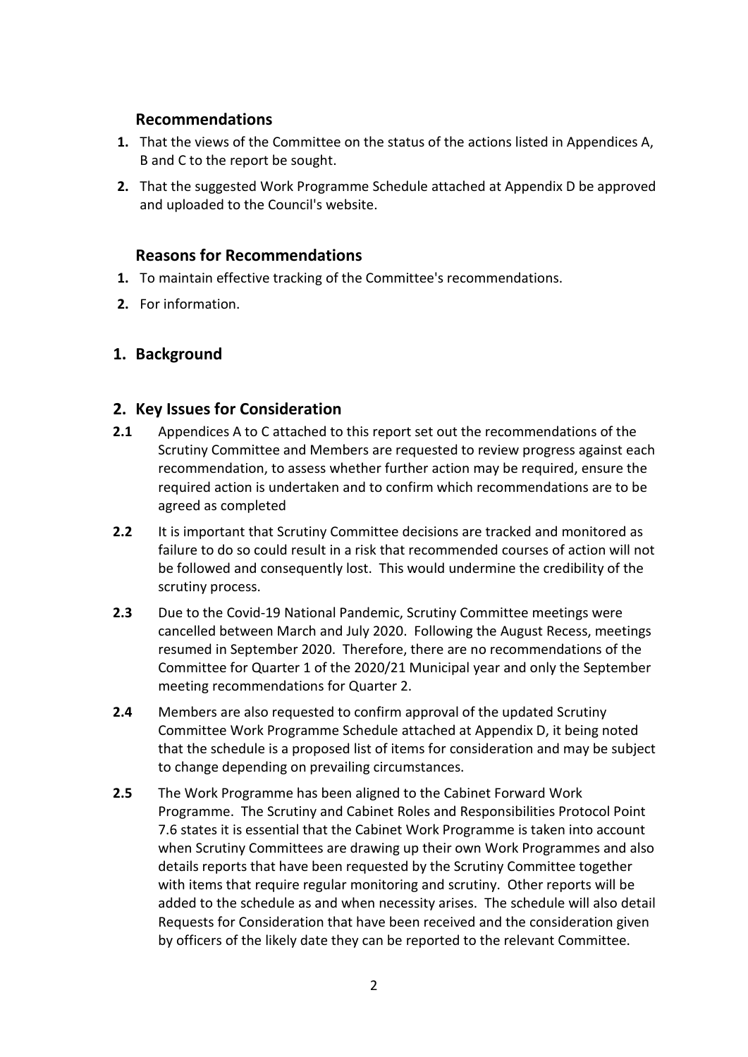## Recommendations

1. That the views of the Committee on the status of the actions listed in Appendices A, B and C to the report be sought.
2. That the suggested Work Programme Schedule attached at Appendix D be approved and uploaded to the Council's website.

## Reasons for Recommendations

1. To maintain effective tracking of the Committee's recommendations.
2. For information.

## 1. Background

## 2. Key Issues for Consideration

**2.1** Appendices A to C attached to this report set out the recommendations of the Scrutiny Committee and Members are requested to review progress against each recommendation, to assess whether further action may be required, ensure the required action is undertaken and to confirm which recommendations are to be agreed as completed

**2.2** It is important that Scrutiny Committee decisions are tracked and monitored as failure to do so could result in a risk that recommended courses of action will not be followed and consequently lost. This would undermine the credibility of the scrutiny process.

**2.3** Due to the Covid-19 National Pandemic, Scrutiny Committee meetings were cancelled between March and July 2020. Following the August Recess, meetings resumed in September 2020. Therefore, there are no recommendations of the Committee for Quarter 1 of the 2020/21 Municipal year and only the September meeting recommendations for Quarter 2.

**2.4** Members are also requested to confirm approval of the updated Scrutiny Committee Work Programme Schedule attached at Appendix D, it being noted that the schedule is a proposed list of items for consideration and may be subject to change depending on prevailing circumstances.

**2.5** The Work Programme has been aligned to the Cabinet Forward Work Programme. The Scrutiny and Cabinet Roles and Responsibilities Protocol Point 7.6 states it is essential that the Cabinet Work Programme is taken into account when Scrutiny Committees are drawing up their own Work Programmes and also details reports that have been requested by the Scrutiny Committee together with items that require regular monitoring and scrutiny. Other reports will be added to the schedule as and when necessity arises. The schedule will also detail Requests for Consideration that have been received and the consideration given by officers of the likely date they can be reported to the relevant Committee.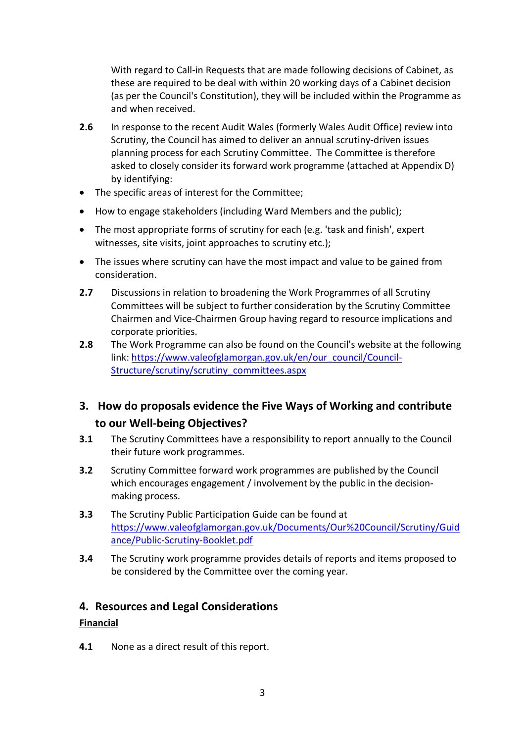With regard to Call-in Requests that are made following decisions of Cabinet, as these are required to be deal with within 20 working days of a Cabinet decision (as per the Council's Constitution), they will be included within the Programme as and when received.

**2.6** In response to the recent Audit Wales (formerly Wales Audit Office) review into Scrutiny, the Council has aimed to deliver an annual scrutiny-driven issues planning process for each Scrutiny Committee. The Committee is therefore asked to closely consider its forward work programme (attached at Appendix D) by identifying:

- The specific areas of interest for the Committee;
- How to engage stakeholders (including Ward Members and the public);
- The most appropriate forms of scrutiny for each (e.g. 'task and finish', expert witnesses, site visits, joint approaches to scrutiny etc.);
- The issues where scrutiny can have the most impact and value to be gained from consideration.

**2.7** Discussions in relation to broadening the Work Programmes of all Scrutiny Committees will be subject to further consideration by the Scrutiny Committee Chairmen and Vice-Chairmen Group having regard to resource implications and corporate priorities.

**2.8** The Work Programme can also be found on the Council's website at the following link: [https://www.valeofglamorgan.gov.uk/en/our_council/Council-Structure/scrutiny/scrutiny_committees.aspx](https://www.valeofglamorgan.gov.uk/en/our_council/Council-Structure/scrutiny/scrutiny_committees.aspx)

## 3. How do proposals evidence the Five Ways of Working and contribute to our Well-being Objectives?

**3.1** The Scrutiny Committees have a responsibility to report annually to the Council their future work programmes.

**3.2** Scrutiny Committee forward work programmes are published by the Council which encourages engagement / involvement by the public in the decision-making process.

**3.3** The Scrutiny Public Participation Guide can be found at [https://www.valeofglamorgan.gov.uk/Documents/Our%20Council/Scrutiny/Guidance/Public-Scrutiny-Booklet.pdf](https://www.valeofglamorgan.gov.uk/Documents/Our%20Council/Scrutiny/Guidance/Public-Scrutiny-Booklet.pdf)

**3.4** The Scrutiny work programme provides details of reports and items proposed to be considered by the Committee over the coming year.

## 4. Resources and Legal Considerations

**Financial**

**4.1** None as a direct result of this report.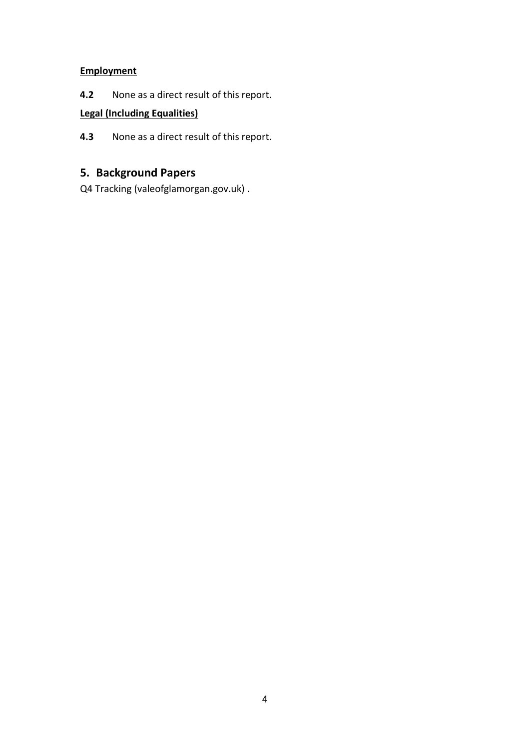**Employment**

**4.2** None as a direct result of this report.

**Legal (Including Equalities)**

**4.3** None as a direct result of this report.

## 5. Background Papers

Q4 Tracking (valeofglamorgan.gov.uk) .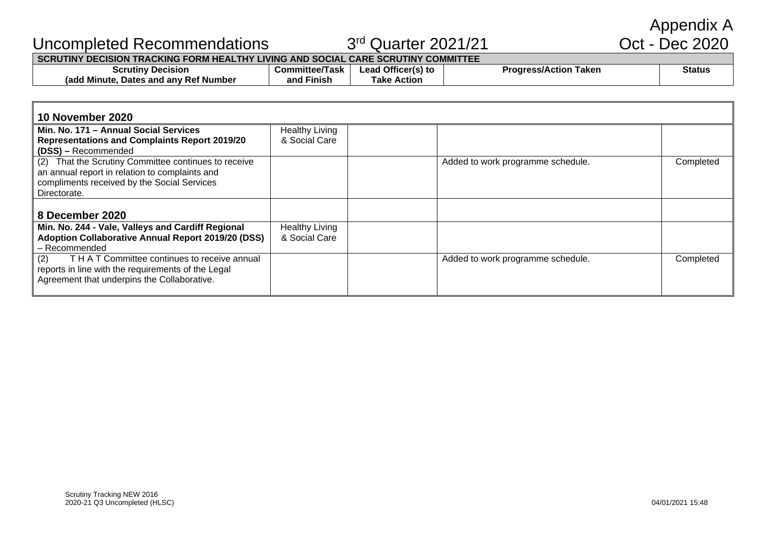Appendix A

# Uncompleted Recommendations 3rd Quarter 2021/21 Oct - Dec 2020

| **SCRUTINY DECISION TRACKING FORM HEALTHY LIVING AND SOCIAL CARE SCRUTINY COMMITTEE** | | | | |
|---|---|---|---|---|
| **Scrutiny Decision (add Minute, Dates and any Ref Number** | **Committee/Task and Finish** | **Lead Officer(s) to Take Action** | **Progress/Action Taken** | **Status** |
| **10 November 2020** | | | | |
| **Min. No. 171 – Annual Social Services Representations and Complaints Report 2019/20 (DSS) –** Recommended | Healthy Living & Social Care | | | |
| (2) That the Scrutiny Committee continues to receive an annual report in relation to complaints and compliments received by the Social Services Directorate. | | | Added to work programme schedule. | Completed |
| **8 December 2020** | | | | |
| **Min. No. 244 - Vale, Valleys and Cardiff Regional Adoption Collaborative Annual Report 2019/20 (DSS)** – Recommended | Healthy Living & Social Care | | | |
| (2) T H A T Committee continues to receive annual reports in line with the requirements of the Legal Agreement that underpins the Collaborative. | | | Added to work programme schedule. | Completed |

Scrutiny Tracking NEW 2016
2020-21 Q3 Uncompleted (HLSC)

04/01/2021 15:48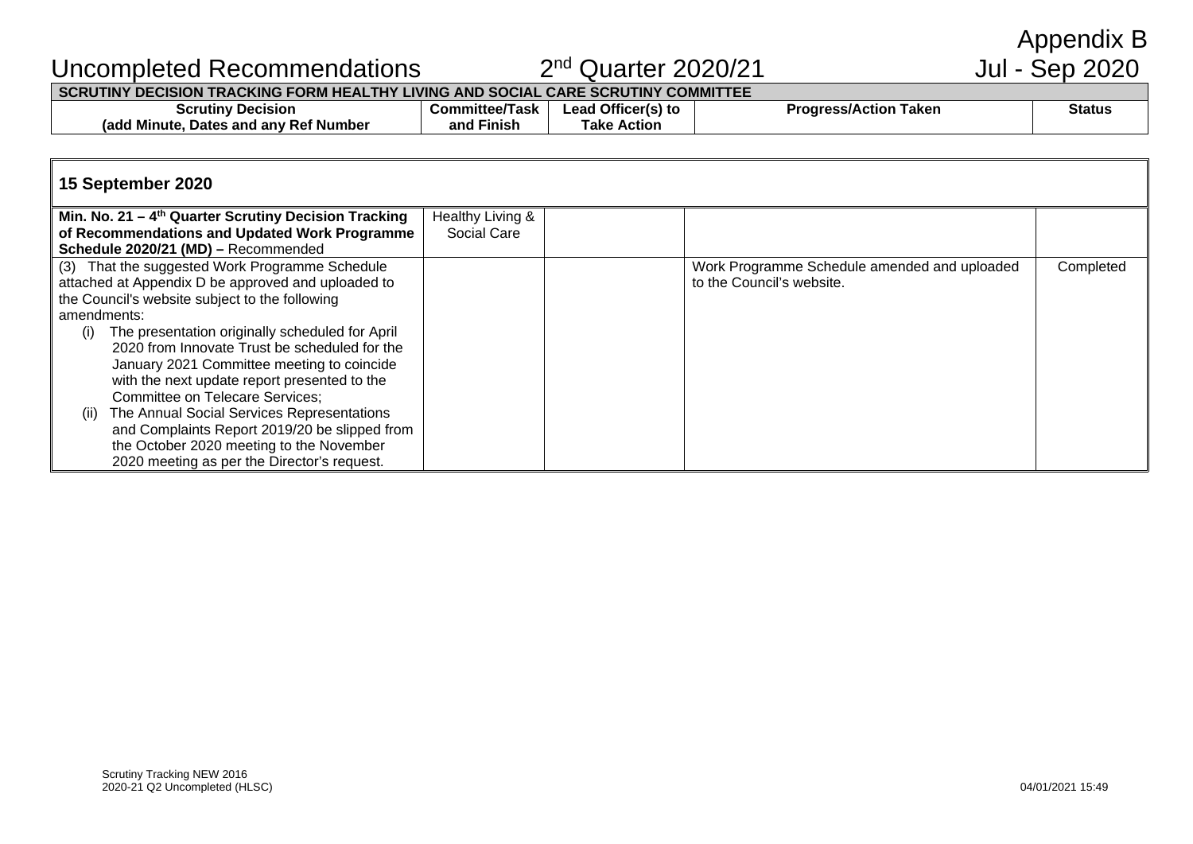Appendix B

# Uncompleted Recommendations 2nd Quarter 2020/21 Jul - Sep 2020

| SCRUTINY DECISION TRACKING FORM HEALTHY LIVING AND SOCIAL CARE SCRUTINY COMMITTEE | | | | |
|---|---|---|---|---|
| **Scrutiny Decision (add Minute, Dates and any Ref Number** | **Committee/Task and Finish** | **Lead Officer(s) to Take Action** | **Progress/Action Taken** | **Status** |
| **15 September 2020** | | | | |
| **Min. No. 21 – 4th Quarter Scrutiny Decision Tracking of Recommendations and Updated Work Programme Schedule 2020/21 (MD) –** Recommended | Healthy Living & Social Care | | | |
| (3) That the suggested Work Programme Schedule attached at Appendix D be approved and uploaded to the Council's website subject to the following amendments: (i) The presentation originally scheduled for April 2020 from Innovate Trust be scheduled for the January 2021 Committee meeting to coincide with the next update report presented to the Committee on Telecare Services; (ii) The Annual Social Services Representations and Complaints Report 2019/20 be slipped from the October 2020 meeting to the November 2020 meeting as per the Director's request. | | | Work Programme Schedule amended and uploaded to the Council's website. | Completed |

Scrutiny Tracking NEW 2016
2020-21 Q2 Uncompleted (HLSC)

04/01/2021 15:49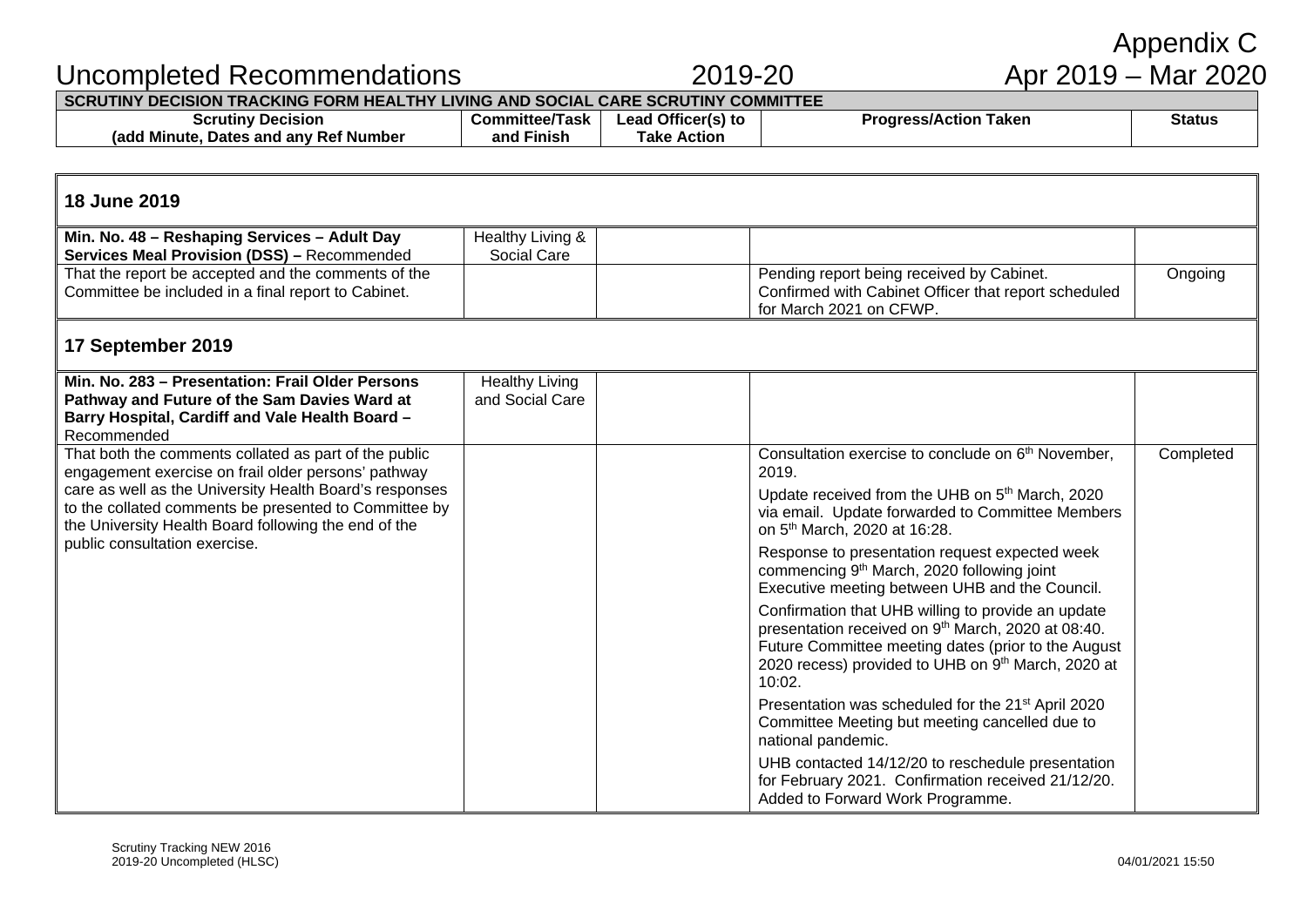Appendix C

# Uncompleted Recommendations 2019-20 Apr 2019 – Mar 2020

| SCRUTINY DECISION TRACKING FORM HEALTHY LIVING AND SOCIAL CARE SCRUTINY COMMITTEE | | | | |
|---|---|---|---|---|
| **Scrutiny Decision (add Minute, Dates and any Ref Number** | **Committee/Task and Finish** | **Lead Officer(s) to Take Action** | **Progress/Action Taken** | **Status** |
| **18 June 2019** | | | | |
| **Min. No. 48 – Reshaping Services – Adult Day Services Meal Provision (DSS) –** Recommended | Healthy Living & Social Care | | | |
| That the report be accepted and the comments of the Committee be included in a final report to Cabinet. | | | Pending report being received by Cabinet. Confirmed with Cabinet Officer that report scheduled for March 2021 on CFWP. | Ongoing |
| **17 September 2019** | | | | |
| **Min. No. 283 – Presentation: Frail Older Persons Pathway and Future of the Sam Davies Ward at Barry Hospital, Cardiff and Vale Health Board –** Recommended | Healthy Living and Social Care | | | |
| That both the comments collated as part of the public engagement exercise on frail older persons' pathway care as well as the University Health Board's responses to the collated comments be presented to Committee by the University Health Board following the end of the public consultation exercise. | | | Consultation exercise to conclude on 6th November, 2019.<br><br>Update received from the UHB on 5th March, 2020 via email. Update forwarded to Committee Members on 5th March, 2020 at 16:28.<br><br>Response to presentation request expected week commencing 9th March, 2020 following joint Executive meeting between UHB and the Council.<br><br>Confirmation that UHB willing to provide an update presentation received on 9th March, 2020 at 08:40. Future Committee meeting dates (prior to the August 2020 recess) provided to UHB on 9th March, 2020 at 10:02.<br><br>Presentation was scheduled for the 21st April 2020 Committee Meeting but meeting cancelled due to national pandemic.<br><br>UHB contacted 14/12/20 to reschedule presentation for February 2021. Confirmation received 21/12/20. Added to Forward Work Programme. | Completed |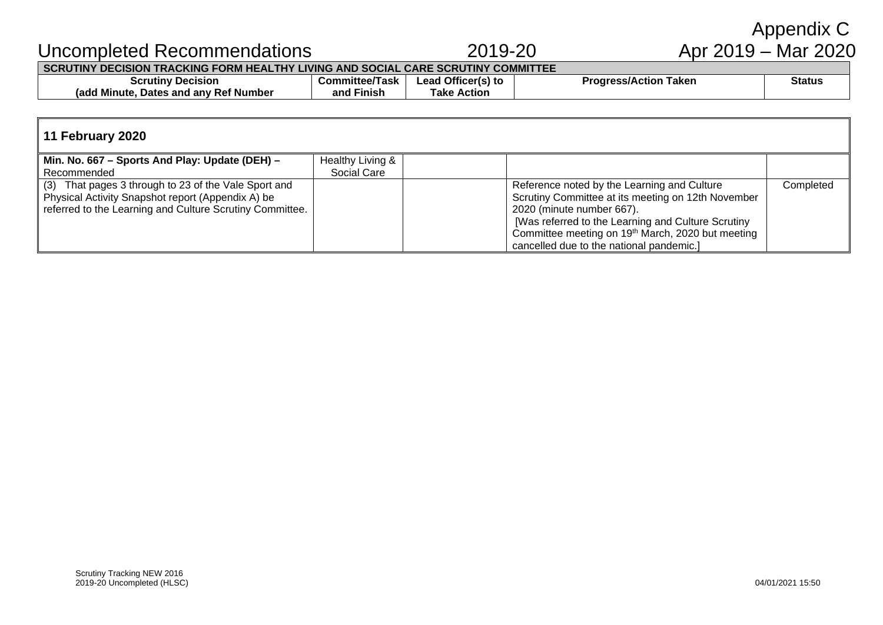Appendix C

# Uncompleted Recommendations 2019-20 Apr 2019 – Mar 2020

| SCRUTINY DECISION TRACKING FORM HEALTHY LIVING AND SOCIAL CARE SCRUTINY COMMITTEE | | | | |
|---|---|---|---|---|
| **Scrutiny Decision (add Minute, Dates and any Ref Number** | **Committee/Task and Finish** | **Lead Officer(s) to Take Action** | **Progress/Action Taken** | **Status** |
| **11 February 2020** | | | | |
| **Min. No. 667 – Sports And Play: Update (DEH) –** Recommended | Healthy Living & Social Care | | | |
| (3) That pages 3 through to 23 of the Vale Sport and Physical Activity Snapshot report (Appendix A) be referred to the Learning and Culture Scrutiny Committee. | | | Reference noted by the Learning and Culture Scrutiny Committee at its meeting on 12th November 2020 (minute number 667). [Was referred to the Learning and Culture Scrutiny Committee meeting on 19th March, 2020 but meeting cancelled due to the national pandemic.] | Completed |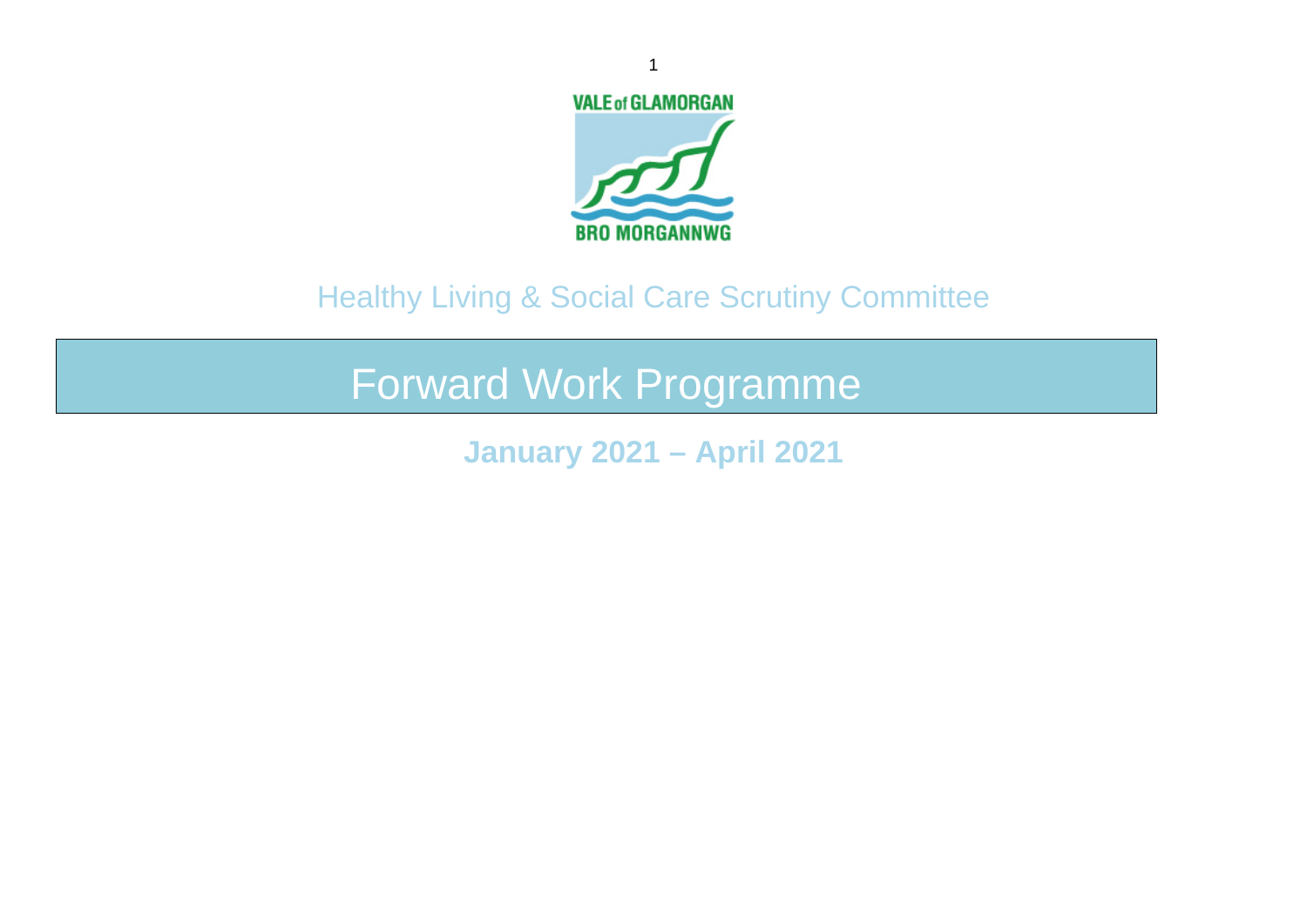VALE of GLAMORGAN

BRO MORGANNWG

Healthy Living & Social Care Scrutiny Committee

# Forward Work Programme

**January 2021 – April 2021**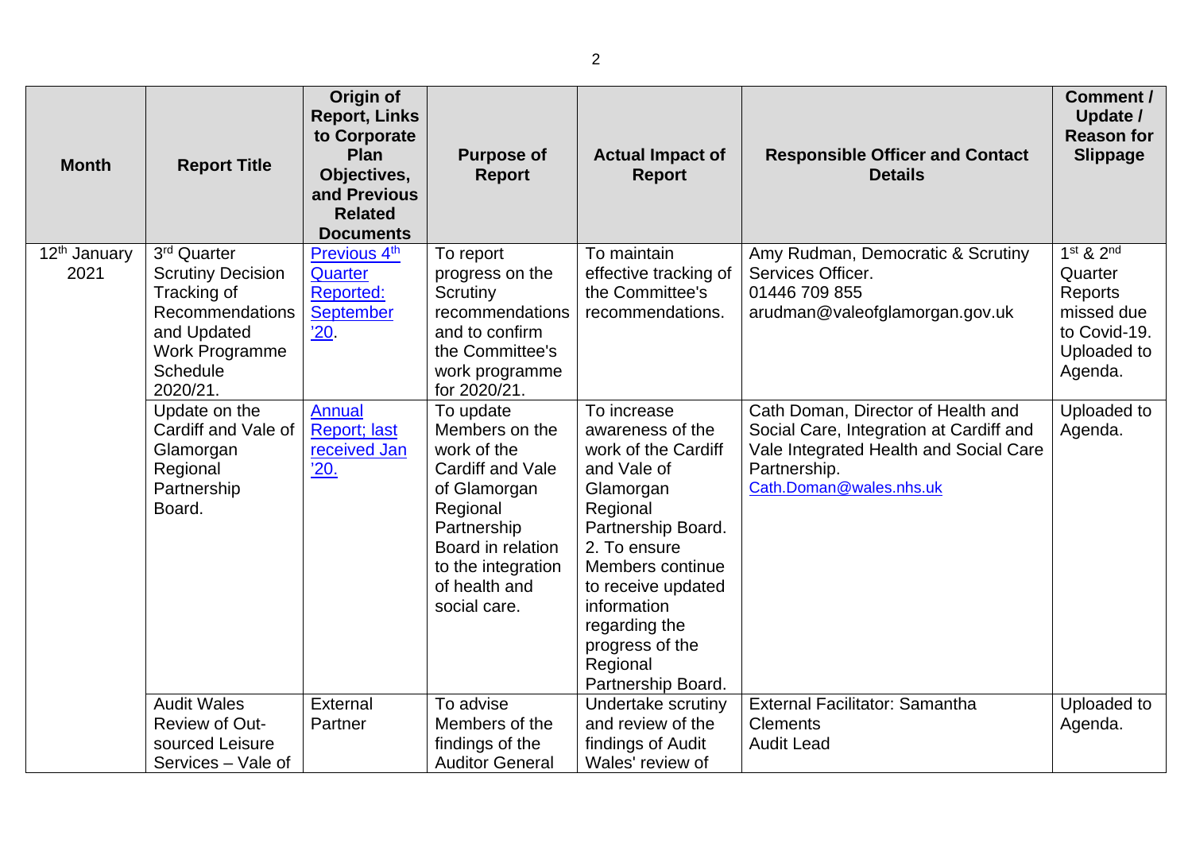| Month | Report Title | Origin of Report, Links to Corporate Plan Objectives, and Previous Related Documents | Purpose of Report | Actual Impact of Report | Responsible Officer and Contact Details | Comment / Update / Reason for Slippage |
|---|---|---|---|---|---|---|
| 12th January 2021 | 3rd Quarter Scrutiny Decision Tracking of Recommendations and Updated Work Programme Schedule 2020/21. | Previous 4th Quarter Reported: September '20. | To report progress on the Scrutiny recommendations and to confirm the Committee's work programme for 2020/21. | To maintain effective tracking of the Committee's recommendations. | Amy Rudman, Democratic & Scrutiny Services Officer. 01446 709 855 arudman@valeofglamorgan.gov.uk | 1st & 2nd Quarter Reports missed due to Covid-19. Uploaded to Agenda. |
| | Update on the Cardiff and Vale of Glamorgan Regional Partnership Board. | Annual Report; last received Jan '20. | To update Members on the work of the Cardiff and Vale of Glamorgan Regional Partnership Board in relation to the integration of health and social care. | To increase awareness of the work of the Cardiff and Vale of Glamorgan Regional Partnership Board. 2. To ensure Members continue to receive updated information regarding the progress of the Regional Partnership Board. | Cath Doman, Director of Health and Social Care, Integration at Cardiff and Vale Integrated Health and Social Care Partnership. Cath.Doman@wales.nhs.uk | Uploaded to Agenda. |
| | Audit Wales Review of Out-sourced Leisure Services – Vale of | External Partner | To advise Members of the findings of the Auditor General | Undertake scrutiny and review of the findings of Audit Wales' review of | External Facilitator: Samantha Clements Audit Lead | Uploaded to Agenda. |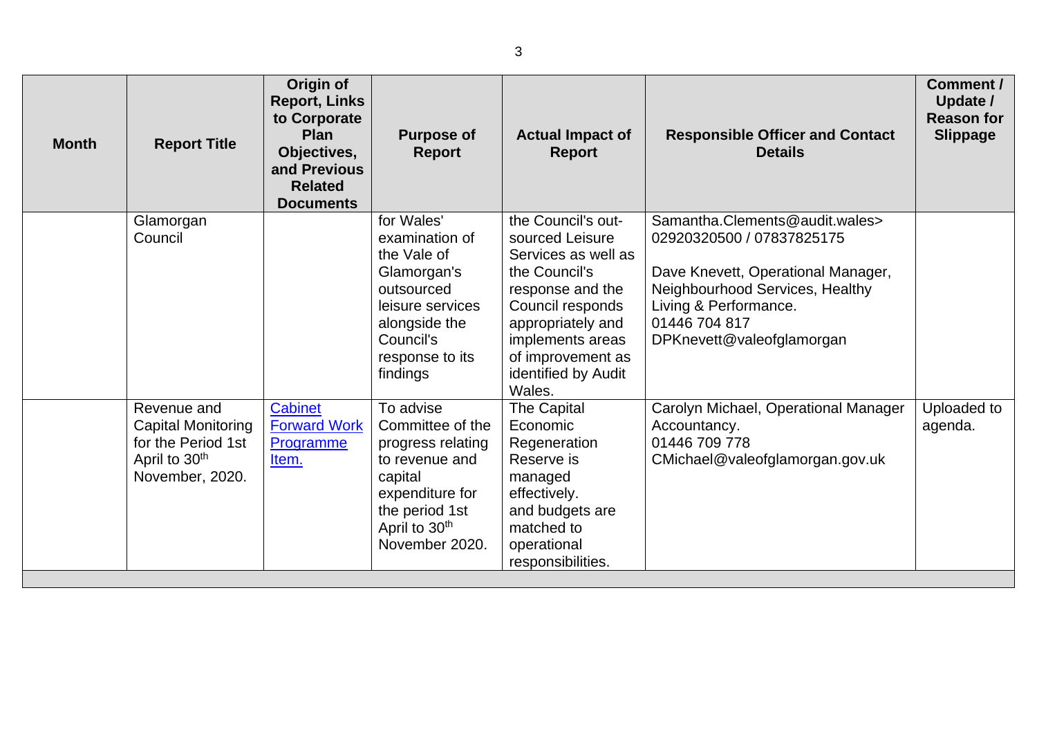| Month | Report Title | Origin of Report, Links to Corporate Plan Objectives, and Previous Related Documents | Purpose of Report | Actual Impact of Report | Responsible Officer and Contact Details | Comment / Update / Reason for Slippage |
|---|---|---|---|---|---|---|
| | Glamorgan Council | | for Wales' examination of the Vale of Glamorgan's outsourced leisure services alongside the Council's response to its findings | the Council's out-sourced Leisure Services as well as the Council's response and the Council responds appropriately and implements areas of improvement as identified by Audit Wales. | Samantha.Clements@audit.wales> 02920320500 / 07837825175<br><br>Dave Knevett, Operational Manager, Neighbourhood Services, Healthy Living & Performance. 01446 704 817 DPKnevett@valeofglamorgan | |
| | Revenue and Capital Monitoring for the Period 1st April to 30th November, 2020. | Cabinet Forward Work Programme Item. | To advise Committee of the progress relating to revenue and capital expenditure for the period 1st April to 30th November 2020. | The Capital Economic Regeneration Reserve is managed effectively. and budgets are matched to operational responsibilities. | Carolyn Michael, Operational Manager Accountancy. 01446 709 778 CMichael@valeofglamorgan.gov.uk | Uploaded to agenda. |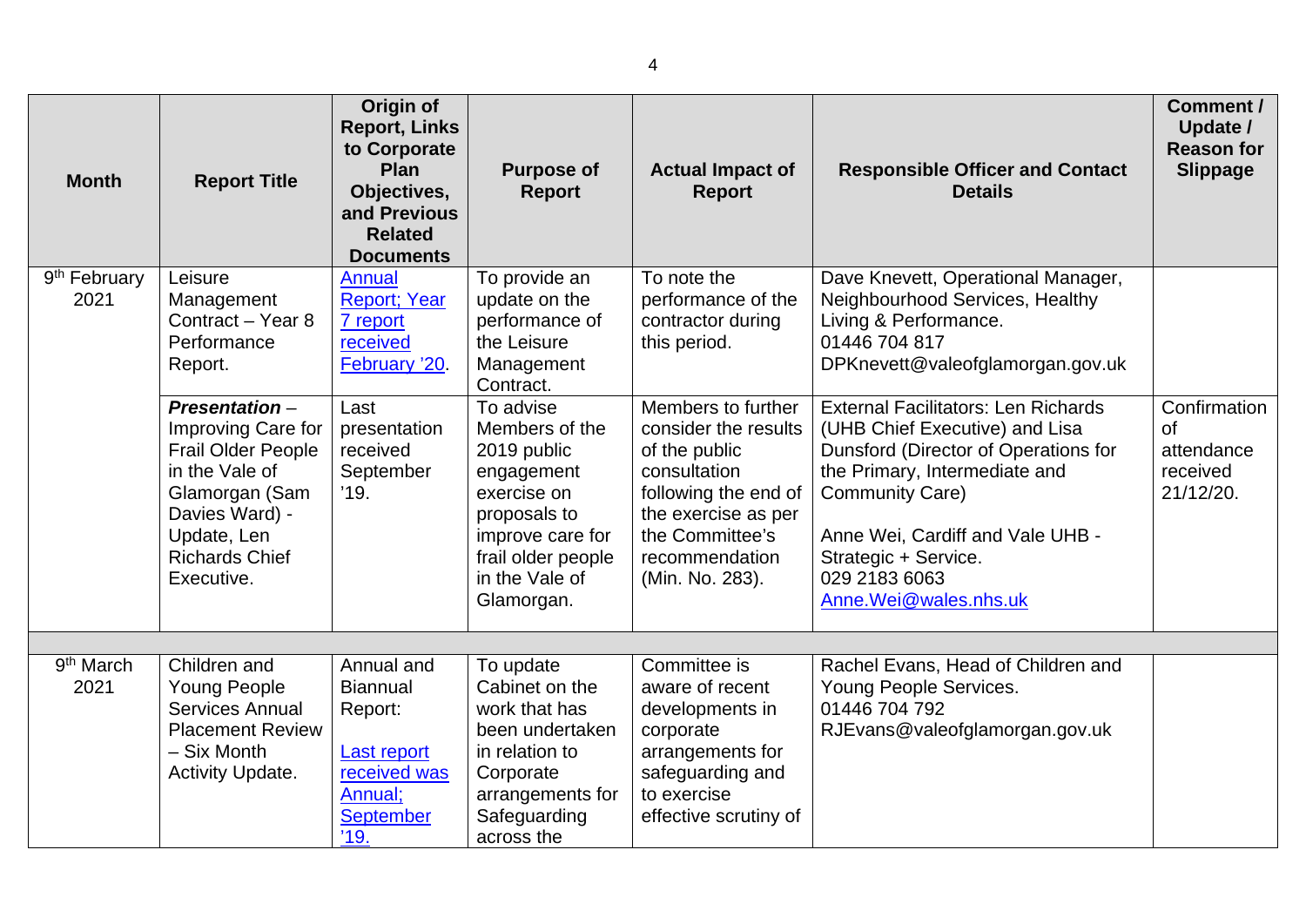| Month | Report Title | Origin of Report, Links to Corporate Plan Objectives, and Previous Related Documents | Purpose of Report | Actual Impact of Report | Responsible Officer and Contact Details | Comment / Update / Reason for Slippage |
|---|---|---|---|---|---|---|
| 9th February 2021 | Leisure Management Contract – Year 8 Performance Report. | Annual Report; Year 7 report received February '20. | To provide an update on the performance of the Leisure Management Contract. | To note the performance of the contractor during this period. | Dave Knevett, Operational Manager, Neighbourhood Services, Healthy Living & Performance. 01446 704 817 DPKnevett@valeofglamorgan.gov.uk | |
| | ***Presentation*** – Improving Care for Frail Older People in the Vale of Glamorgan (Sam Davies Ward) - Update, Len Richards Chief Executive. | Last presentation received September '19. | To advise Members of the 2019 public engagement exercise on proposals to improve care for frail older people in the Vale of Glamorgan. | Members to further consider the results of the public consultation following the end of the exercise as per the Committee's recommendation (Min. No. 283). | External Facilitators: Len Richards (UHB Chief Executive) and Lisa Dunsford (Director of Operations for the Primary, Intermediate and Community Care)<br><br>Anne Wei, Cardiff and Vale UHB - Strategic + Service. 029 2183 6063 Anne.Wei@wales.nhs.uk | Confirmation of attendance received 21/12/20. |
| | | | | | | |
| 9th March 2021 | Children and Young People Services Annual Placement Review – Six Month Activity Update. | Annual and Biannual Report:<br><br>Last report received was Annual; September '19. | To update Cabinet on the work that has been undertaken in relation to Corporate arrangements for Safeguarding across the | Committee is aware of recent developments in corporate arrangements for safeguarding and to exercise effective scrutiny of | Rachel Evans, Head of Children and Young People Services. 01446 704 792 RJEvans@valeofglamorgan.gov.uk | |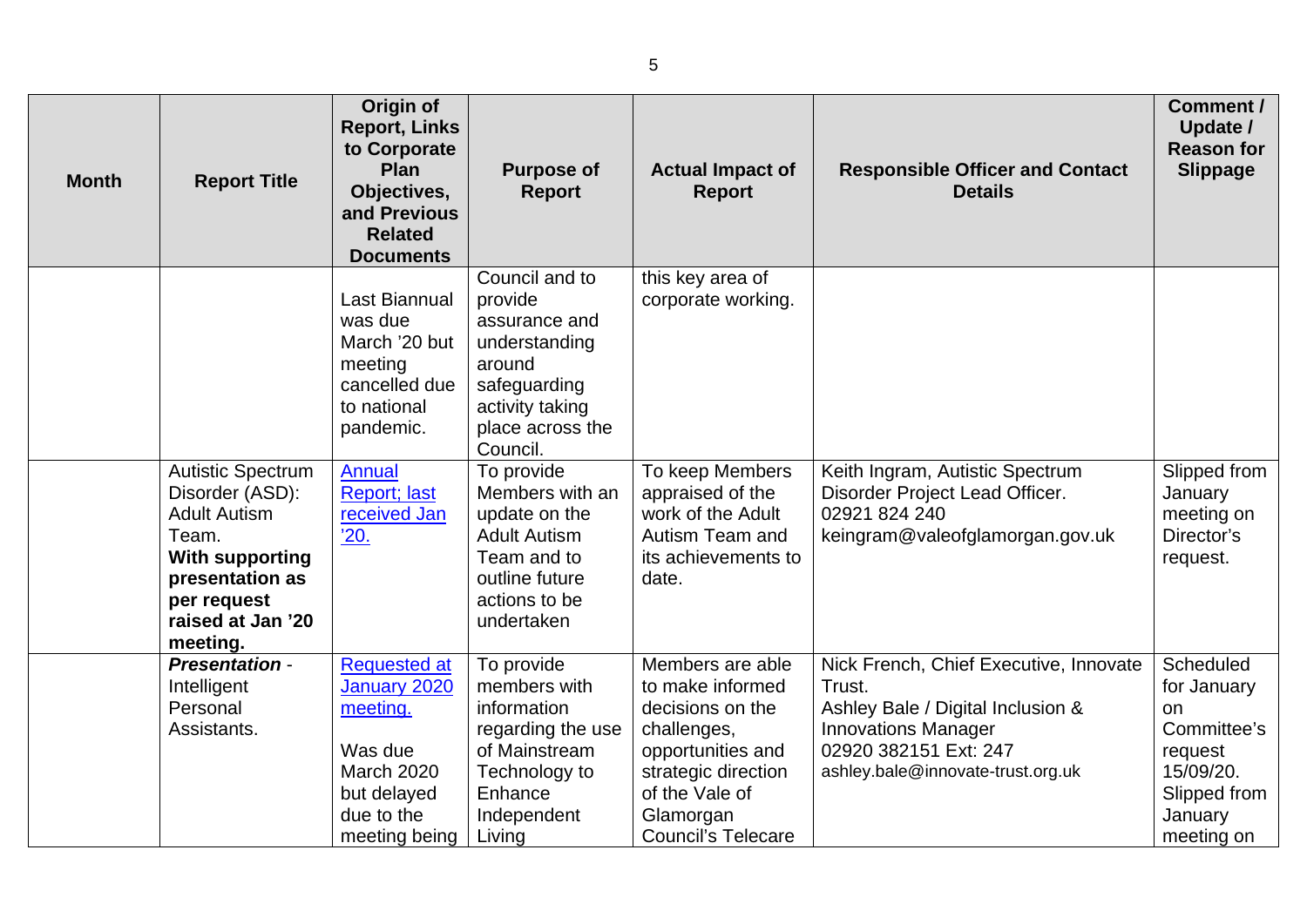| Month | Report Title | Origin of Report, Links to Corporate Plan Objectives, and Previous Related Documents | Purpose of Report | Actual Impact of Report | Responsible Officer and Contact Details | Comment / Update / Reason for Slippage |
|---|---|---|---|---|---|---|
| | | Last Biannual was due March '20 but meeting cancelled due to national pandemic. | Council and to provide assurance and understanding around safeguarding activity taking place across the Council. | this key area of corporate working. | | |
| | Autistic Spectrum Disorder (ASD): Adult Autism Team. **With supporting presentation as per request raised at Jan '20 meeting.** | [Annual Report; last received Jan '20.]() | To provide Members with an update on the Adult Autism Team and to outline future actions to be undertaken | To keep Members appraised of the work of the Adult Autism Team and its achievements to date. | Keith Ingram, Autistic Spectrum Disorder Project Lead Officer. 02921 824 240 keingram@valeofglamorgan.gov.uk | Slipped from January meeting on Director's request. |
| | ***Presentation*** - Intelligent Personal Assistants. | [Requested at January 2020 meeting.]() Was due March 2020 but delayed due to the meeting being | To provide members with information regarding the use of Mainstream Technology to Enhance Independent Living | Members are able to make informed decisions on the challenges, opportunities and strategic direction of the Vale of Glamorgan Council's Telecare | Nick French, Chief Executive, Innovate Trust. Ashley Bale / Digital Inclusion & Innovations Manager 02920 382151 Ext: 247 ashley.bale@innovate-trust.org.uk | Scheduled for January on Committee's request 15/09/20. Slipped from January meeting on |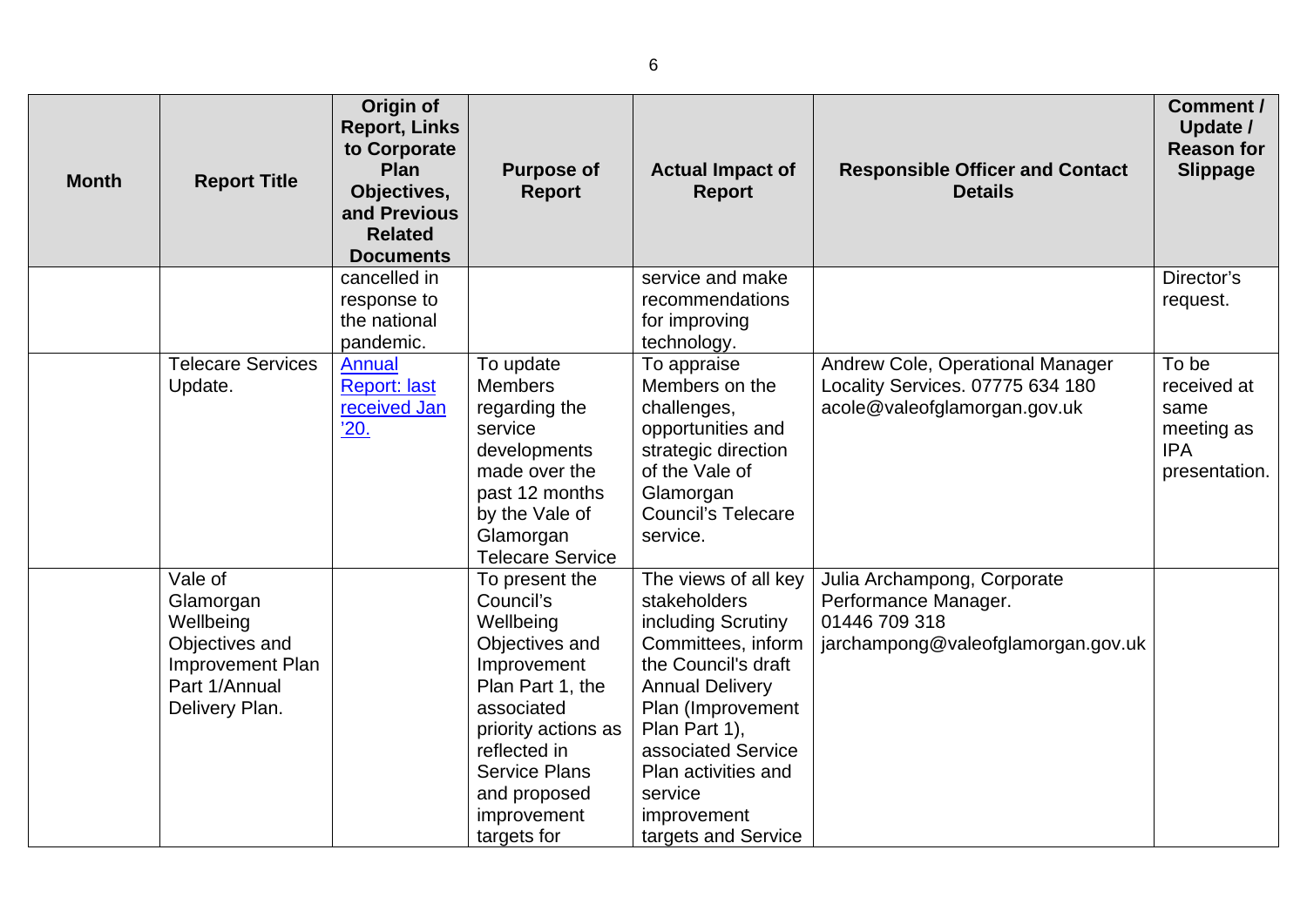| Month | Report Title | Origin of Report, Links to Corporate Plan Objectives, and Previous Related Documents | Purpose of Report | Actual Impact of Report | Responsible Officer and Contact Details | Comment / Update / Reason for Slippage |
|---|---|---|---|---|---|---|
| | | cancelled in response to the national pandemic. | | service and make recommendations for improving technology. | | Director's request. |
| | Telecare Services Update. | Annual Report: last received Jan '20. | To update Members regarding the service developments made over the past 12 months by the Vale of Glamorgan Telecare Service | To appraise Members on the challenges, opportunities and strategic direction of the Vale of Glamorgan Council's Telecare service. | Andrew Cole, Operational Manager Locality Services. 07775 634 180 acole@valeofglamorgan.gov.uk | To be received at same meeting as IPA presentation. |
| | Vale of Glamorgan Wellbeing Objectives and Improvement Plan Part 1/Annual Delivery Plan. | | To present the Council's Wellbeing Objectives and Improvement Plan Part 1, the associated priority actions as reflected in Service Plans and proposed improvement targets for | The views of all key stakeholders including Scrutiny Committees, inform the Council's draft Annual Delivery Plan (Improvement Plan Part 1), associated Service Plan activities and service improvement targets and Service | Julia Archampong, Corporate Performance Manager. 01446 709 318 jarchampong@valeofglamorgan.gov.uk | |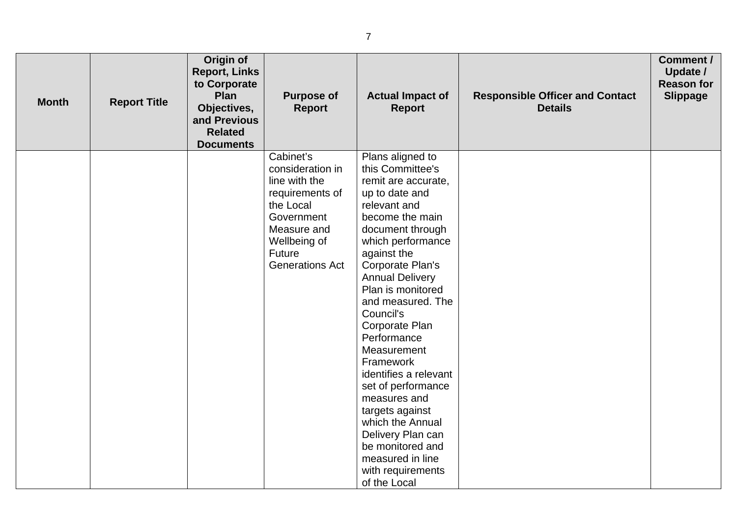| Month | Report Title | Origin of Report, Links to Corporate Plan Objectives, and Previous Related Documents | Purpose of Report | Actual Impact of Report | Responsible Officer and Contact Details | Comment / Update / Reason for Slippage |
|---|---|---|---|---|---|---|
| | | | Cabinet's consideration in line with the requirements of the Local Government Measure and Wellbeing of Future Generations Act | Plans aligned to this Committee's remit are accurate, up to date and relevant and become the main document through which performance against the Corporate Plan's Annual Delivery Plan is monitored and measured. The Council's Corporate Plan Performance Measurement Framework identifies a relevant set of performance measures and targets against which the Annual Delivery Plan can be monitored and measured in line with requirements of the Local | | |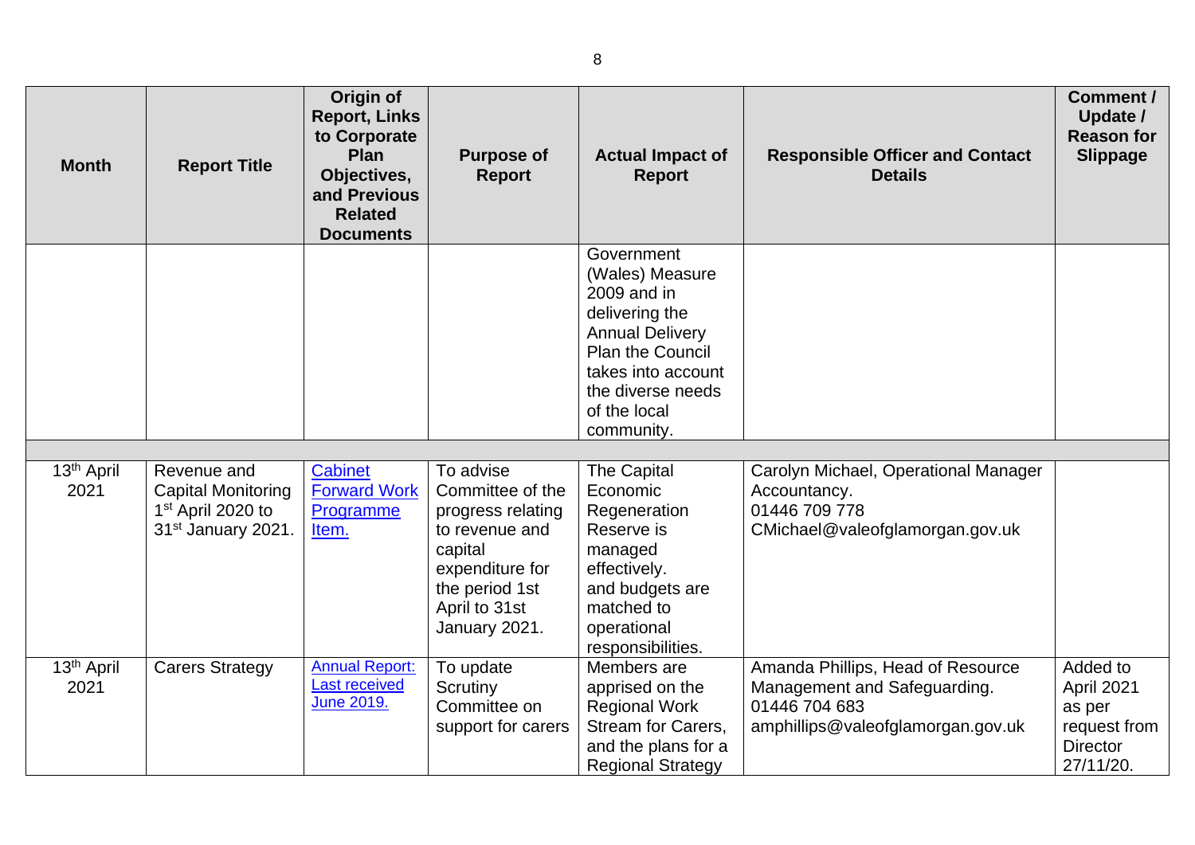| Month | Report Title | Origin of Report, Links to Corporate Plan Objectives, and Previous Related Documents | Purpose of Report | Actual Impact of Report | Responsible Officer and Contact Details | Comment / Update / Reason for Slippage |
|---|---|---|---|---|---|---|
| | | | | Government (Wales) Measure 2009 and in delivering the Annual Delivery Plan the Council takes into account the diverse needs of the local community. | | |
| | | | | | | |
| 13th April 2021 | Revenue and Capital Monitoring 1st April 2020 to 31st January 2021. | Cabinet Forward Work Programme Item. | To advise Committee of the progress relating to revenue and capital expenditure for the period 1st April to 31st January 2021. | The Capital Economic Regeneration Reserve is managed effectively. and budgets are matched to operational responsibilities. | Carolyn Michael, Operational Manager Accountancy. 01446 709 778 CMichael@valeofglamorgan.gov.uk | |
| 13th April 2021 | Carers Strategy | Annual Report: Last received June 2019. | To update Scrutiny Committee on support for carers | Members are apprised on the Regional Work Stream for Carers, and the plans for a Regional Strategy | Amanda Phillips, Head of Resource Management and Safeguarding. 01446 704 683 amphillips@valeofglamorgan.gov.uk | Added to April 2021 as per request from Director 27/11/20. |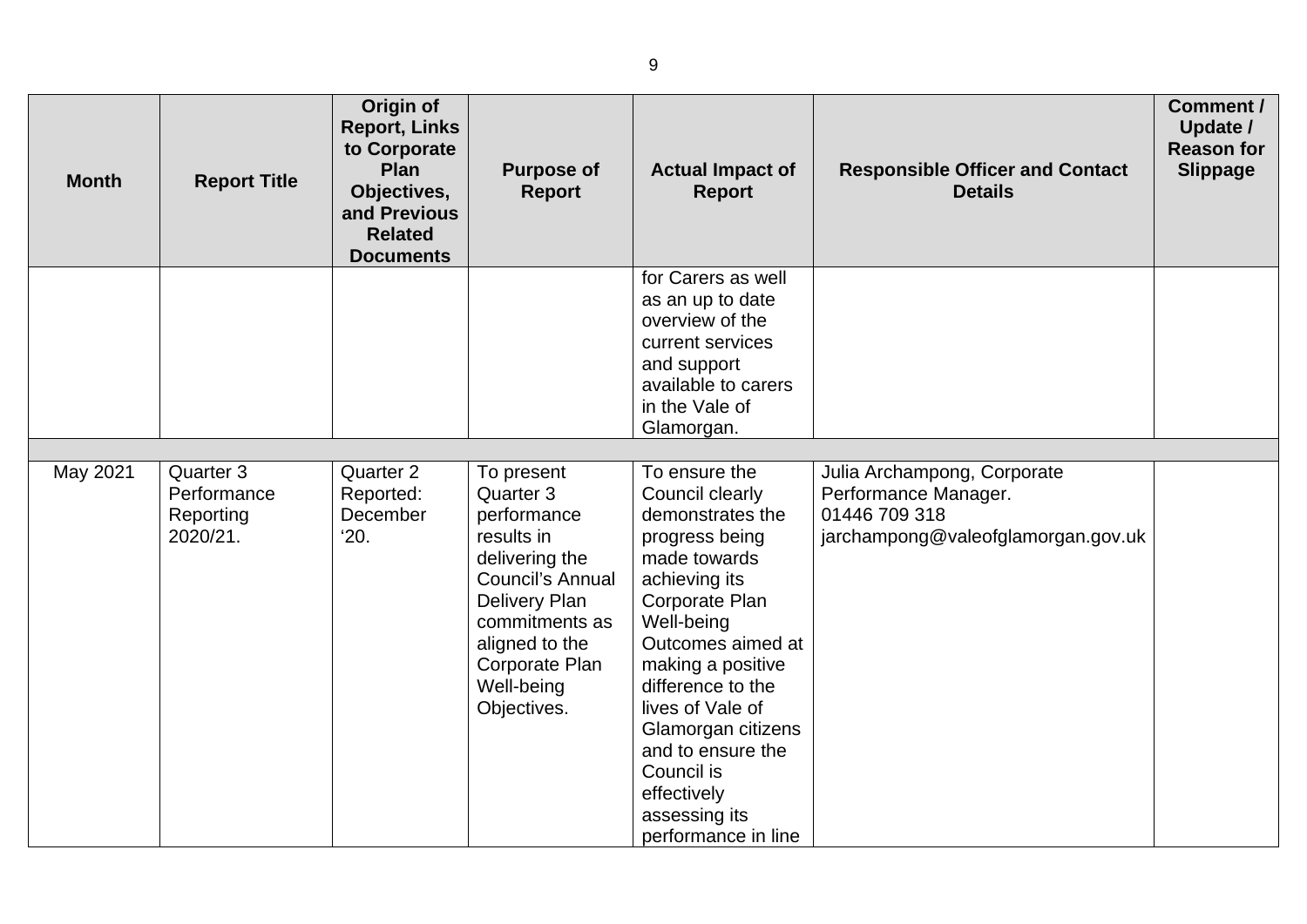| Month | Report Title | Origin of Report, Links to Corporate Plan Objectives, and Previous Related Documents | Purpose of Report | Actual Impact of Report | Responsible Officer and Contact Details | Comment / Update / Reason for Slippage |
|---|---|---|---|---|---|---|
| | | | | for Carers as well as an up to date overview of the current services and support available to carers in the Vale of Glamorgan. | | |
| | | | | | | |
| May 2021 | Quarter 3 Performance Reporting 2020/21. | Quarter 2 Reported: December '20. | To present Quarter 3 performance results in delivering the Council's Annual Delivery Plan commitments as aligned to the Corporate Plan Well-being Objectives. | To ensure the Council clearly demonstrates the progress being made towards achieving its Corporate Plan Well-being Outcomes aimed at making a positive difference to the lives of Vale of Glamorgan citizens and to ensure the Council is effectively assessing its performance in line | Julia Archampong, Corporate Performance Manager. 01446 709 318 jarchampong@valeofglamorgan.gov.uk | |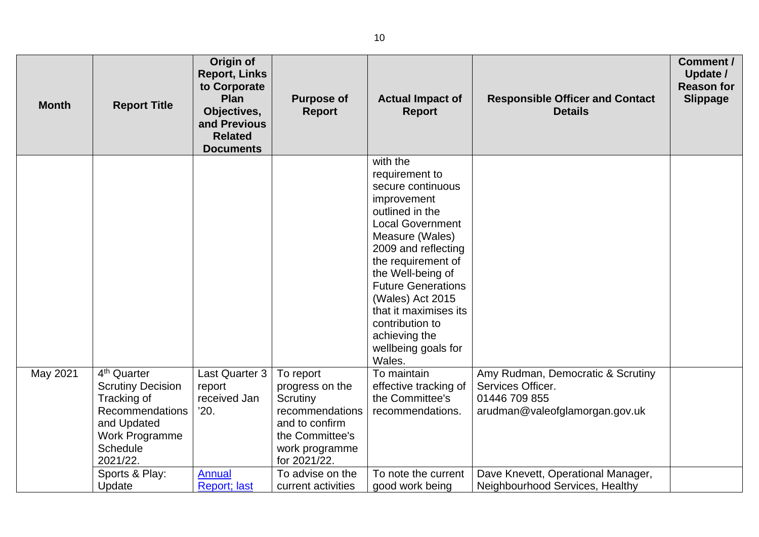| Month | Report Title | Origin of Report, Links to Corporate Plan Objectives, and Previous Related Documents | Purpose of Report | Actual Impact of Report | Responsible Officer and Contact Details | Comment / Update / Reason for Slippage |
|---|---|---|---|---|---|---|
| | | | | with the requirement to secure continuous improvement outlined in the Local Government Measure (Wales) 2009 and reflecting the requirement of the Well-being of Future Generations (Wales) Act 2015 that it maximises its contribution to achieving the wellbeing goals for Wales. | | |
| May 2021 | 4th Quarter Scrutiny Decision Tracking of Recommendations and Updated Work Programme Schedule 2021/22. | Last Quarter 3 report received Jan '20. | To report progress on the Scrutiny recommendations and to confirm the Committee's work programme for 2021/22. | To maintain effective tracking of the Committee's recommendations. | Amy Rudman, Democratic & Scrutiny Services Officer. 01446 709 855 arudman@valeofglamorgan.gov.uk | |
| | Sports & Play: Update | Annual Report; last | To advise on the current activities | To note the current good work being | Dave Knevett, Operational Manager, Neighbourhood Services, Healthy | |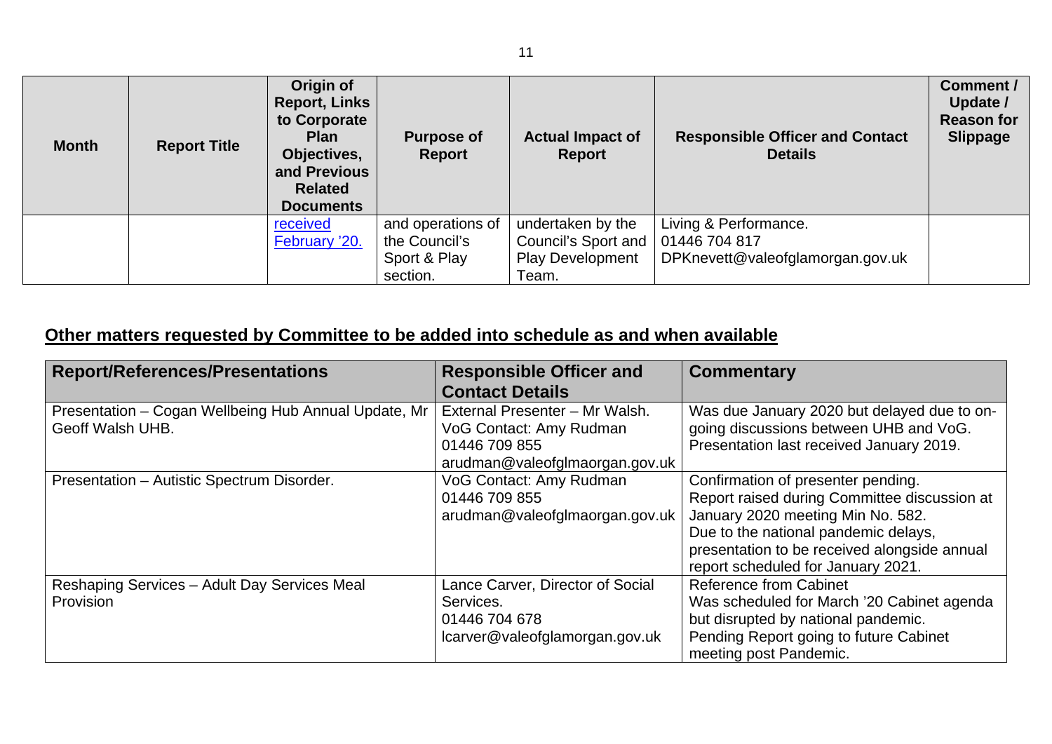| Month | Report Title | Origin of Report, Links to Corporate Plan Objectives, and Previous Related Documents | Purpose of Report | Actual Impact of Report | Responsible Officer and Contact Details | Comment / Update / Reason for Slippage |
|---|---|---|---|---|---|---|
| | | received February '20. | and operations of the Council's Sport & Play section. | undertaken by the Council's Sport and Play Development Team. | Living & Performance. 01446 704 817 DPKnevett@valeofglamorgan.gov.uk | |

## Other matters requested by Committee to be added into schedule as and when available

| Report/References/Presentations | Responsible Officer and Contact Details | Commentary |
|---|---|---|
| Presentation – Cogan Wellbeing Hub Annual Update, Mr Geoff Walsh UHB. | External Presenter – Mr Walsh. VoG Contact: Amy Rudman 01446 709 855 arudman@valeofglmaorgan.gov.uk | Was due January 2020 but delayed due to on-going discussions between UHB and VoG. Presentation last received January 2019. |
| Presentation – Autistic Spectrum Disorder. | VoG Contact: Amy Rudman 01446 709 855 arudman@valeofglmaorgan.gov.uk | Confirmation of presenter pending. Report raised during Committee discussion at January 2020 meeting Min No. 582. Due to the national pandemic delays, presentation to be received alongside annual report scheduled for January 2021. |
| Reshaping Services – Adult Day Services Meal Provision | Lance Carver, Director of Social Services. 01446 704 678 lcarver@valeofglamorgan.gov.uk | Reference from Cabinet Was scheduled for March '20 Cabinet agenda but disrupted by national pandemic. Pending Report going to future Cabinet meeting post Pandemic. |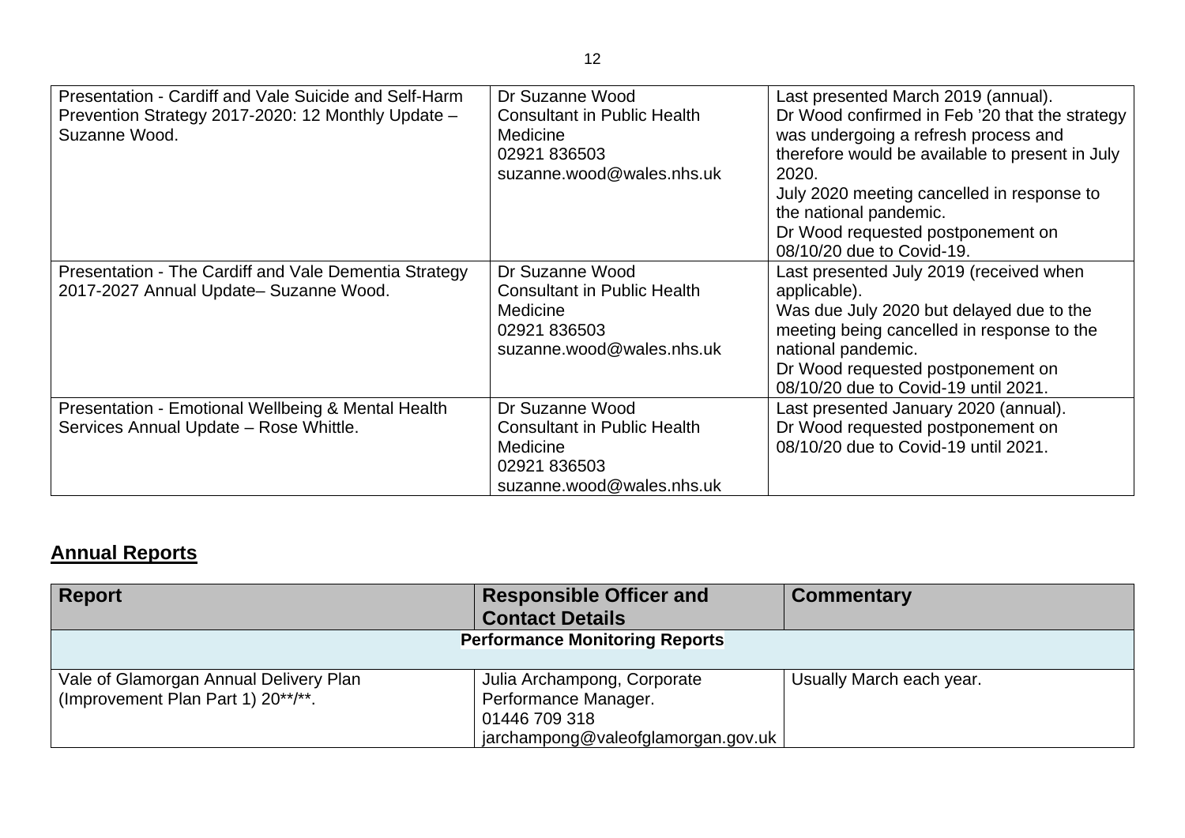| | | |
|---|---|---|
| Presentation - Cardiff and Vale Suicide and Self-Harm Prevention Strategy 2017-2020: 12 Monthly Update – Suzanne Wood. | Dr Suzanne Wood<br>Consultant in Public Health Medicine<br>02921 836503<br>suzanne.wood@wales.nhs.uk | Last presented March 2019 (annual).<br>Dr Wood confirmed in Feb '20 that the strategy was undergoing a refresh process and therefore would be available to present in July 2020.<br>July 2020 meeting cancelled in response to the national pandemic.<br>Dr Wood requested postponement on 08/10/20 due to Covid-19. |
| Presentation - The Cardiff and Vale Dementia Strategy 2017-2027 Annual Update– Suzanne Wood. | Dr Suzanne Wood<br>Consultant in Public Health Medicine<br>02921 836503<br>suzanne.wood@wales.nhs.uk | Last presented July 2019 (received when applicable).<br>Was due July 2020 but delayed due to the meeting being cancelled in response to the national pandemic.<br>Dr Wood requested postponement on 08/10/20 due to Covid-19 until 2021. |
| Presentation - Emotional Wellbeing & Mental Health Services Annual Update – Rose Whittle. | Dr Suzanne Wood<br>Consultant in Public Health Medicine<br>02921 836503<br>suzanne.wood@wales.nhs.uk | Last presented January 2020 (annual).<br>Dr Wood requested postponement on 08/10/20 due to Covid-19 until 2021. |

## Annual Reports

| Report | Responsible Officer and Contact Details | Commentary |
|---|---|---|
| **Performance Monitoring Reports** | | |
| Vale of Glamorgan Annual Delivery Plan (Improvement Plan Part 1) 20**/**. | Julia Archampong, Corporate Performance Manager.<br>01446 709 318<br>jarchampong@valeofglamorgan.gov.uk | Usually March each year. |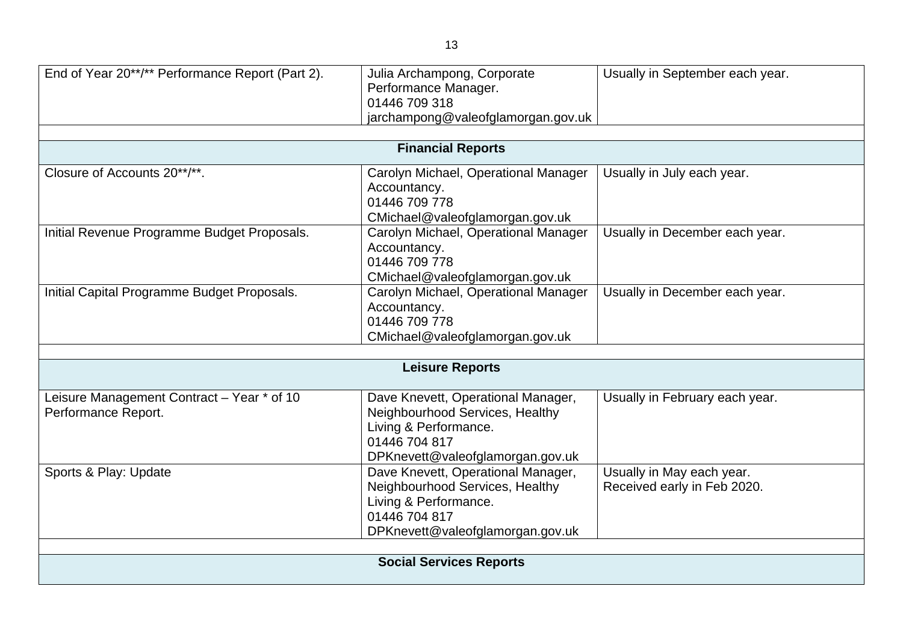| | | |
|---|---|---|
| End of Year 20**/** Performance Report (Part 2). | Julia Archampong, Corporate Performance Manager.<br>01446 709 318<br>jarchampong@valeofglamorgan.gov.uk | Usually in September each year. |
| | | |
| **Financial Reports** | | |
| Closure of Accounts 20**/**. | Carolyn Michael, Operational Manager Accountancy.<br>01446 709 778<br>CMichael@valeofglamorgan.gov.uk | Usually in July each year. |
| Initial Revenue Programme Budget Proposals. | Carolyn Michael, Operational Manager Accountancy.<br>01446 709 778<br>CMichael@valeofglamorgan.gov.uk | Usually in December each year. |
| Initial Capital Programme Budget Proposals. | Carolyn Michael, Operational Manager Accountancy.<br>01446 709 778<br>CMichael@valeofglamorgan.gov.uk | Usually in December each year. |
| | | |
| **Leisure Reports** | | |
| Leisure Management Contract – Year * of 10 Performance Report. | Dave Knevett, Operational Manager, Neighbourhood Services, Healthy Living & Performance.<br>01446 704 817<br>DPKnevett@valeofglamorgan.gov.uk | Usually in February each year. |
| Sports & Play: Update | Dave Knevett, Operational Manager, Neighbourhood Services, Healthy Living & Performance.<br>01446 704 817<br>DPKnevett@valeofglamorgan.gov.uk | Usually in May each year.<br>Received early in Feb 2020. |
| | | |
| **Social Services Reports** | | |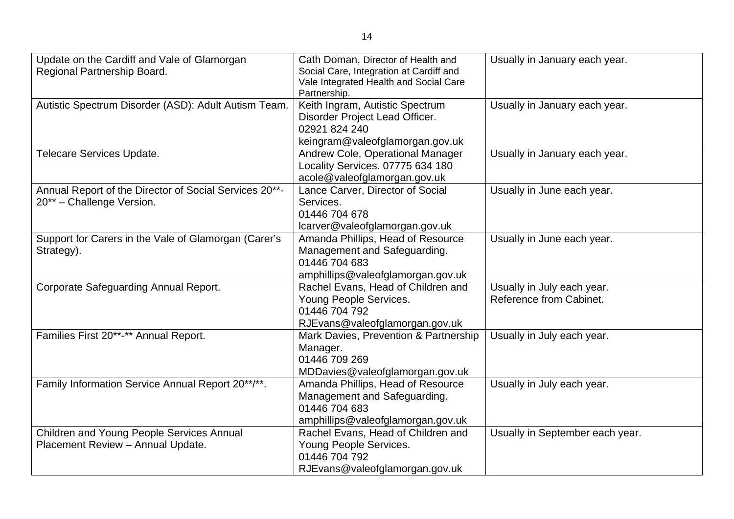| | | |
|---|---|---|
| Update on the Cardiff and Vale of Glamorgan Regional Partnership Board. | Cath Doman, Director of Health and Social Care, Integration at Cardiff and Vale Integrated Health and Social Care Partnership. | Usually in January each year. |
| Autistic Spectrum Disorder (ASD): Adult Autism Team. | Keith Ingram, Autistic Spectrum Disorder Project Lead Officer.<br>02921 824 240<br>keingram@valeofglamorgan.gov.uk | Usually in January each year. |
| Telecare Services Update. | Andrew Cole, Operational Manager Locality Services. 07775 634 180<br>acole@valeofglamorgan.gov.uk | Usually in January each year. |
| Annual Report of the Director of Social Services 20**-20** – Challenge Version. | Lance Carver, Director of Social Services.<br>01446 704 678<br>lcarver@valeofglamorgan.gov.uk | Usually in June each year. |
| Support for Carers in the Vale of Glamorgan (Carer's Strategy). | Amanda Phillips, Head of Resource Management and Safeguarding.<br>01446 704 683<br>amphillips@valeofglamorgan.gov.uk | Usually in June each year. |
| Corporate Safeguarding Annual Report. | Rachel Evans, Head of Children and Young People Services.<br>01446 704 792<br>RJEvans@valeofglamorgan.gov.uk | Usually in July each year.<br>Reference from Cabinet. |
| Families First 20**-** Annual Report. | Mark Davies, Prevention & Partnership Manager.<br>01446 709 269<br>MDDavies@valeofglamorgan.gov.uk | Usually in July each year. |
| Family Information Service Annual Report 20**/**. | Amanda Phillips, Head of Resource Management and Safeguarding.<br>01446 704 683<br>amphillips@valeofglamorgan.gov.uk | Usually in July each year. |
| Children and Young People Services Annual Placement Review – Annual Update. | Rachel Evans, Head of Children and Young People Services.<br>01446 704 792<br>RJEvans@valeofglamorgan.gov.uk | Usually in September each year. |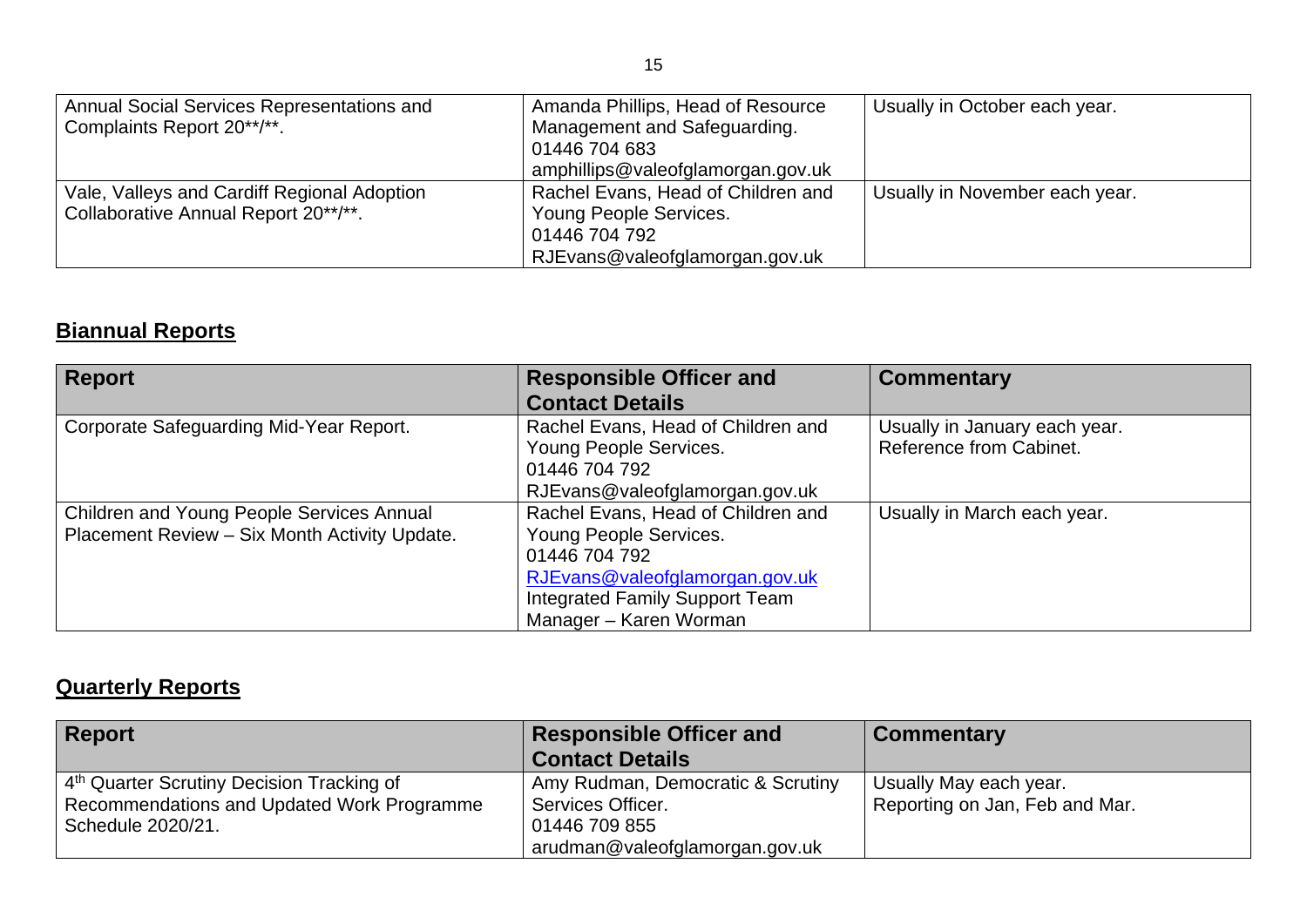| | | |
|---|---|---|
| Annual Social Services Representations and Complaints Report 20**/**. | Amanda Phillips, Head of Resource Management and Safeguarding.<br>01446 704 683<br>amphillips@valeofglamorgan.gov.uk | Usually in October each year. |
| Vale, Valleys and Cardiff Regional Adoption Collaborative Annual Report 20**/**. | Rachel Evans, Head of Children and Young People Services.<br>01446 704 792<br>RJEvans@valeofglamorgan.gov.uk | Usually in November each year. |

## **Biannual Reports**

| Report | Responsible Officer and Contact Details | Commentary |
|---|---|---|
| Corporate Safeguarding Mid-Year Report. | Rachel Evans, Head of Children and Young People Services.<br>01446 704 792<br>RJEvans@valeofglamorgan.gov.uk | Usually in January each year.<br>Reference from Cabinet. |
| Children and Young People Services Annual Placement Review – Six Month Activity Update. | Rachel Evans, Head of Children and Young People Services.<br>01446 704 792<br>RJEvans@valeofglamorgan.gov.uk<br>Integrated Family Support Team Manager – Karen Worman | Usually in March each year. |

## **Quarterly Reports**

| Report | Responsible Officer and Contact Details | Commentary |
|---|---|---|
| 4th Quarter Scrutiny Decision Tracking of Recommendations and Updated Work Programme Schedule 2020/21. | Amy Rudman, Democratic & Scrutiny Services Officer.<br>01446 709 855<br>arudman@valeofglamorgan.gov.uk | Usually May each year.<br>Reporting on Jan, Feb and Mar. |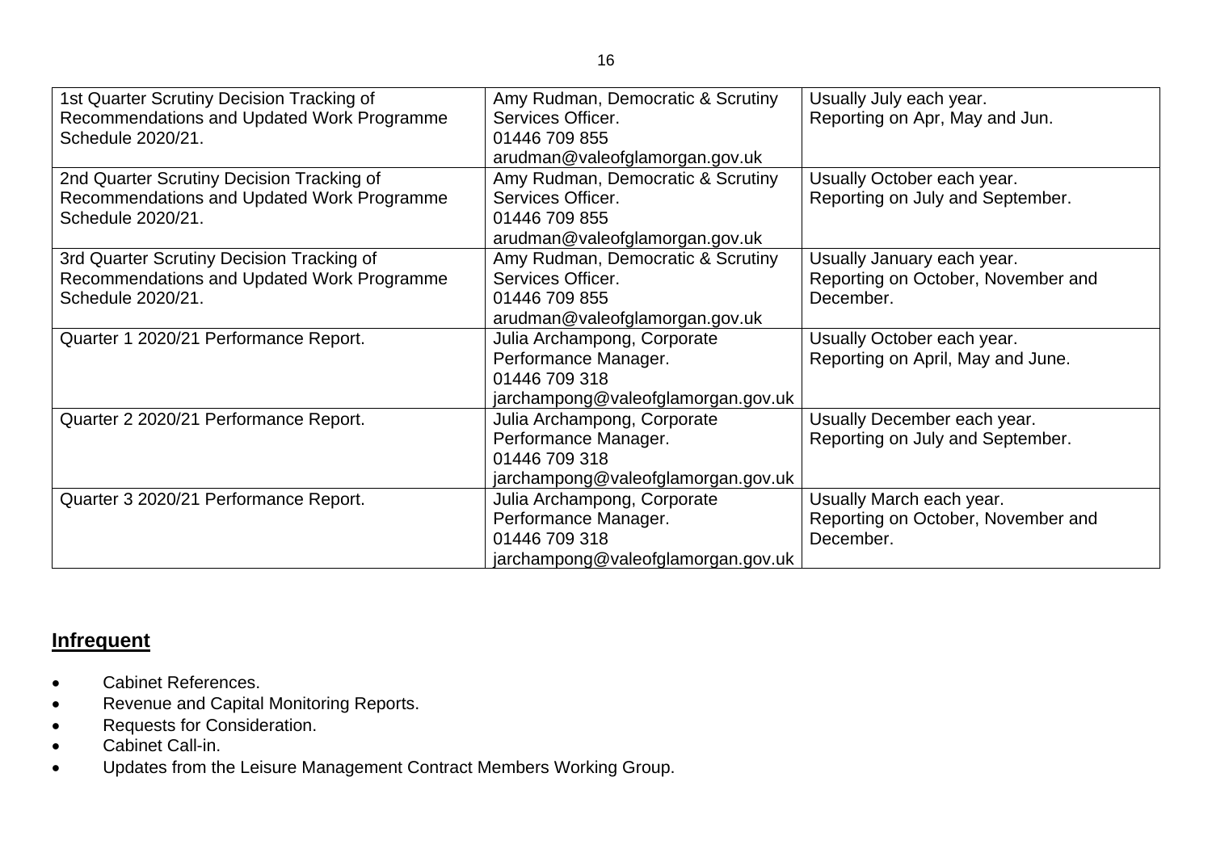| | | |
|---|---|---|
| 1st Quarter Scrutiny Decision Tracking of Recommendations and Updated Work Programme Schedule 2020/21. | Amy Rudman, Democratic & Scrutiny Services Officer. 01446 709 855 arudman@valeofglamorgan.gov.uk | Usually July each year. Reporting on Apr, May and Jun. |
| 2nd Quarter Scrutiny Decision Tracking of Recommendations and Updated Work Programme Schedule 2020/21. | Amy Rudman, Democratic & Scrutiny Services Officer. 01446 709 855 arudman@valeofglamorgan.gov.uk | Usually October each year. Reporting on July and September. |
| 3rd Quarter Scrutiny Decision Tracking of Recommendations and Updated Work Programme Schedule 2020/21. | Amy Rudman, Democratic & Scrutiny Services Officer. 01446 709 855 arudman@valeofglamorgan.gov.uk | Usually January each year. Reporting on October, November and December. |
| Quarter 1 2020/21 Performance Report. | Julia Archampong, Corporate Performance Manager. 01446 709 318 jarchampong@valeofglamorgan.gov.uk | Usually October each year. Reporting on April, May and June. |
| Quarter 2 2020/21 Performance Report. | Julia Archampong, Corporate Performance Manager. 01446 709 318 jarchampong@valeofglamorgan.gov.uk | Usually December each year. Reporting on July and September. |
| Quarter 3 2020/21 Performance Report. | Julia Archampong, Corporate Performance Manager. 01446 709 318 jarchampong@valeofglamorgan.gov.uk | Usually March each year. Reporting on October, November and December. |

## Infrequent

- Cabinet References.
- Revenue and Capital Monitoring Reports.
- Requests for Consideration.
- Cabinet Call-in.
- Updates from the Leisure Management Contract Members Working Group.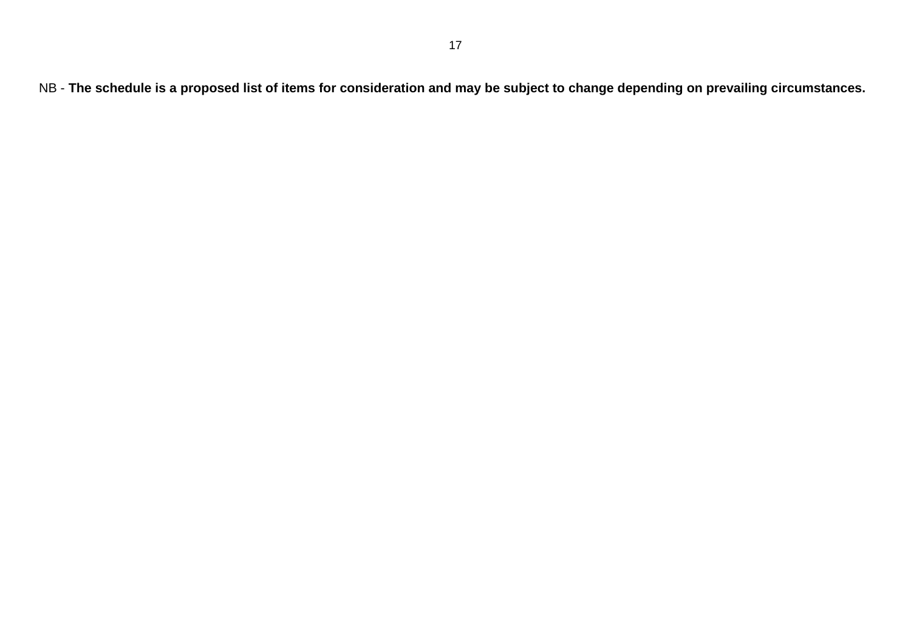NB - **The schedule is a proposed list of items for consideration and may be subject to change depending on prevailing circumstances.**